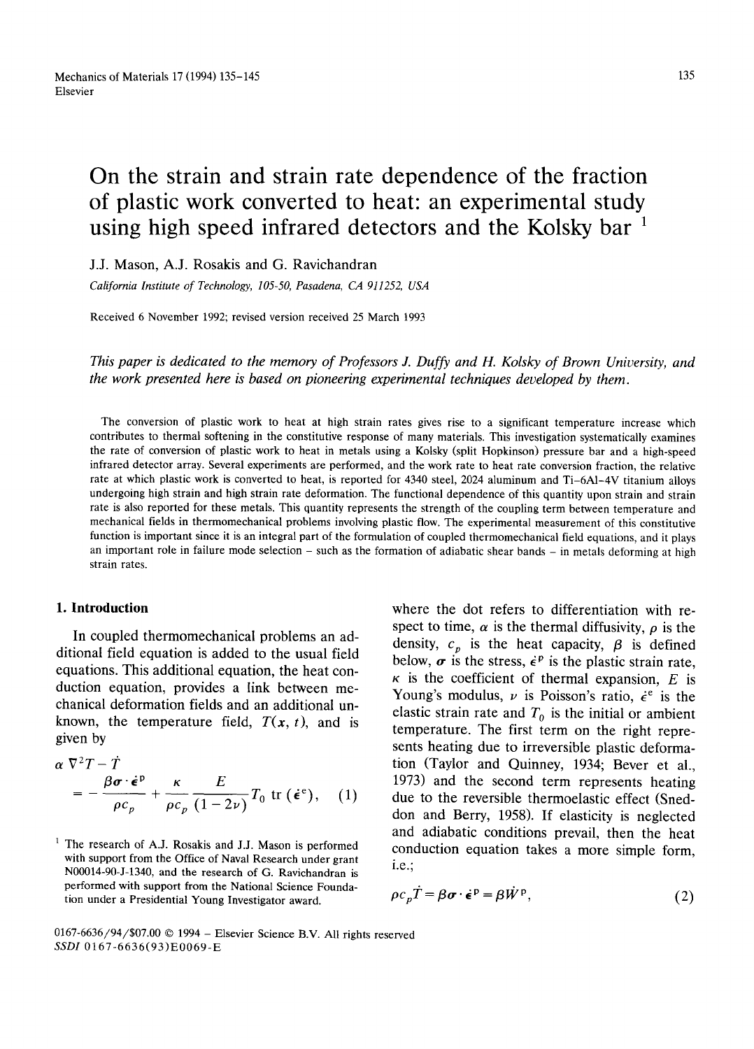Mechanics of Materials 17 (1994) 135–145
Elsevier

# On the strain and strain rate dependence of the fraction of plastic work converted to heat: an experimental study using high speed infrared detectors and the Kolsky bar [1]

J.J. Mason, A.J. Rosakis and G. Ravichandran

*California Institute of Technology, 105-50, Pasadena, CA 911252, USA*

Received 6 November 1992; revised version received 25 March 1993

*This paper is dedicated to the memory of Professors J. Duffy and H. Kolsky of Brown University, and the work presented here is based on pioneering experimental techniques developed by them.*

The conversion of plastic work to heat at high strain rates gives rise to a significant temperature increase which contributes to thermal softening in the constitutive response of many materials. This investigation systematically examines the rate of conversion of plastic work to heat in metals using a Kolsky (split Hopkinson) pressure bar and a high-speed infrared detector array. Several experiments are performed, and the work rate to heat rate conversion fraction, the relative rate at which plastic work is converted to heat, is reported for 4340 steel, 2024 aluminum and Ti–6Al–4V titanium alloys undergoing high strain and high strain rate deformation. The functional dependence of this quantity upon strain and strain rate is also reported for these metals. This quantity represents the strength of the coupling term between temperature and mechanical fields in thermomechanical problems involving plastic flow. The experimental measurement of this constitutive function is important since it is an integral part of the formulation of coupled thermomechanical field equations, and it plays an important role in failure mode selection – such as the formation of adiabatic shear bands – in metals deforming at high strain rates.

## 1. Introduction

In coupled thermomechanical problems an additional field equation is added to the usual field equations. This additional equation, the heat conduction equation, provides a link between mechanical deformation fields and an additional unknown, the temperature field, $T(\boldsymbol{x}, t)$, and is given by

$$\alpha \nabla^2 T - \dot{T} = -\frac{\beta \boldsymbol{\sigma} \cdot \dot{\boldsymbol{\epsilon}}^{\mathrm{p}}}{\rho c_p} + \frac{\kappa}{\rho c_p} \frac{E}{(1-2\nu)} T_0 \operatorname{tr}(\dot{\boldsymbol{\epsilon}}^{\mathrm{e}}), \tag{1}$$

where the dot refers to differentiation with respect to time, $\alpha$ is the thermal diffusivity, $\rho$ is the density, $c_p$ is the heat capacity, $\beta$ is defined below, $\boldsymbol{\sigma}$ is the stress, $\dot{\boldsymbol{\epsilon}}^{\mathrm{p}}$ is the plastic strain rate, $\kappa$ is the coefficient of thermal expansion, $E$ is Young's modulus, $\nu$ is Poisson's ratio, $\dot{\epsilon}^{\mathrm{e}}$ is the elastic strain rate and $T_0$ is the initial or ambient temperature. The first term on the right represents heating due to irreversible plastic deformation (Taylor and Quinney, 1934; Bever et al., 1973) and the second term represents heating due to the reversible thermoelastic effect (Sneddon and Berry, 1958). If elasticity is neglected and adiabatic conditions prevail, then the heat conduction equation takes a more simple form, i.e.;

$$\rho c_p \dot{T} = \beta \boldsymbol{\sigma} \cdot \dot{\boldsymbol{\epsilon}}^{\mathrm{p}} = \beta \dot{W}^{\mathrm{p}}, \tag{2}$$

[1] The research of A.J. Rosakis and J.J. Mason is performed with support from the Office of Naval Research under grant N00014-90-J-1340, and the research of G. Ravichandran is performed with support from the National Science Foundation under a Presidential Young Investigator award.

0167-6636/94/$07.00 © 1994 – Elsevier Science B.V. All rights reserved
SSDI 0167-6636(93)E0069-E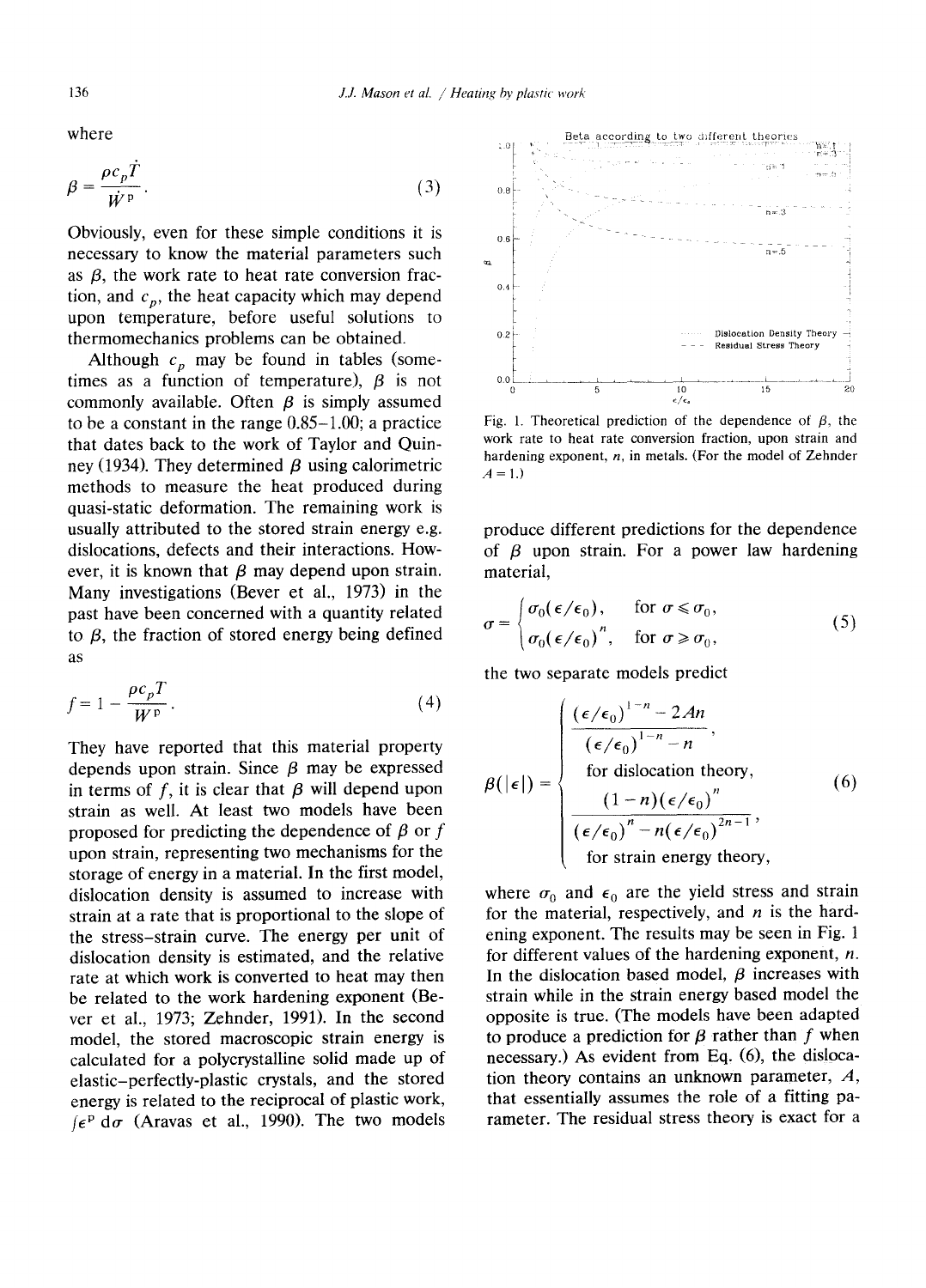where

$$\beta = \frac{\rho c_p \dot{T}}{\dot{W}^p}. \tag{3}$$

Obviously, even for these simple conditions it is necessary to know the material parameters such as $\beta$, the work rate to heat rate conversion fraction, and $c_p$, the heat capacity which may depend upon temperature, before useful solutions to thermomechanics problems can be obtained.

Although $c_p$ may be found in tables (sometimes as a function of temperature), $\beta$ is not commonly available. Often $\beta$ is simply assumed to be a constant in the range 0.85–1.00; a practice that dates back to the work of Taylor and Quinney (1934). They determined $\beta$ using calorimetric methods to measure the heat produced during quasi-static deformation. The remaining work is usually attributed to the stored strain energy e.g. dislocations, defects and their interactions. However, it is known that $\beta$ may depend upon strain. Many investigations (Bever et al., 1973) in the past have been concerned with a quantity related to $\beta$, the fraction of stored energy being defined as

$$f = 1 - \frac{\rho c_p T}{W^p}. \tag{4}$$

They have reported that this material property depends upon strain. Since $\beta$ may be expressed in terms of $f$, it is clear that $\beta$ will depend upon strain as well. At least two models have been proposed for predicting the dependence of $\beta$ or $f$ upon strain, representing two mechanisms for the storage of energy in a material. In the first model, dislocation density is assumed to increase with strain at a rate that is proportional to the slope of the stress–strain curve. The energy per unit of dislocation density is estimated, and the relative rate at which work is converted to heat may then be related to the work hardening exponent (Bever et al., 1973; Zehnder, 1991). In the second model, the stored macroscopic strain energy is calculated for a polycrystalline solid made up of elastic–perfectly-plastic crystals, and the stored energy is related to the reciprocal of plastic work, $\int \epsilon^p \, d\sigma$ (Aravas et al., 1990). The two models produce different predictions for the dependence of $\beta$ upon strain. For a power law hardening material,

$$\sigma = \begin{cases} \sigma_0(\epsilon/\epsilon_0), & \text{for } \sigma \leqslant \sigma_0, \\ \sigma_0(\epsilon/\epsilon_0)^n, & \text{for } \sigma \geqslant \sigma_0, \end{cases} \tag{5}$$

the two separate models predict

$$\beta(|\epsilon|) = \begin{cases} \dfrac{(\epsilon/\epsilon_0)^{1-n} - 2An}{(\epsilon/\epsilon_0)^{1-n} - n}, \\ \quad \text{for dislocation theory,} \\ \dfrac{(1-n)(\epsilon/\epsilon_0)^n}{(\epsilon/\epsilon_0)^n - n(\epsilon/\epsilon_0)^{2n-1}}, \\ \quad \text{for strain energy theory,} \end{cases} \tag{6}$$

where $\sigma_0$ and $\epsilon_0$ are the yield stress and strain for the material, respectively, and $n$ is the hardening exponent. The results may be seen in Fig. 1 for different values of the hardening exponent, $n$. In the dislocation based model, $\beta$ increases with strain while in the strain energy based model the opposite is true. (The models have been adapted to produce a prediction for $\beta$ rather than $f$ when necessary.) As evident from Eq. (6), the dislocation theory contains an unknown parameter, $A$, that essentially assumes the role of a fitting parameter. The residual stress theory is exact for a

Fig. 1. Theoretical prediction of the dependence of $\beta$, the work rate to heat rate conversion fraction, upon strain and hardening exponent, $n$, in metals. (For the model of Zehnder $A = 1$.)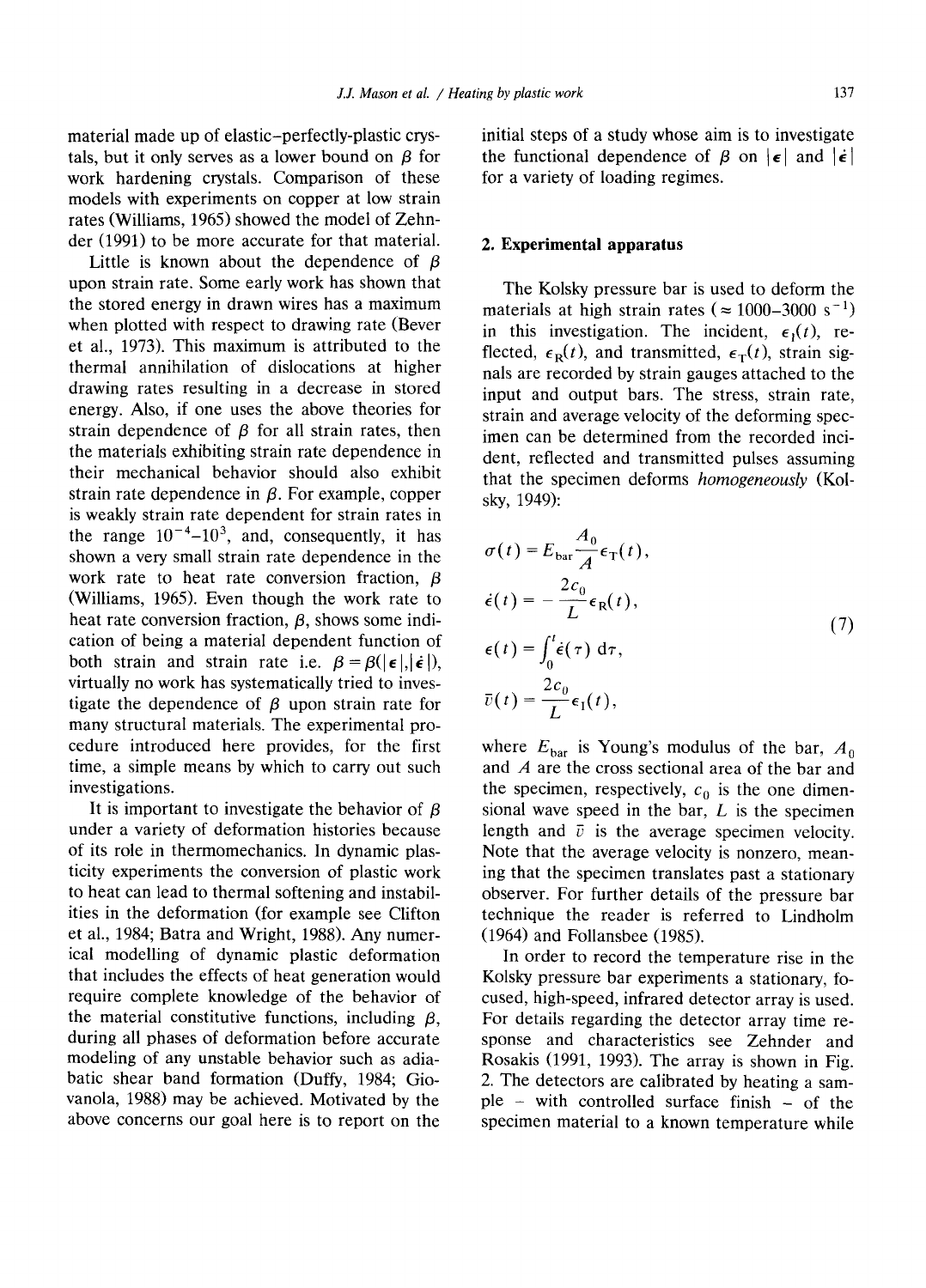material made up of elastic–perfectly-plastic crystals, but it only serves as a lower bound on $\beta$ for work hardening crystals. Comparison of these models with experiments on copper at low strain rates (Williams, 1965) showed the model of Zehnder (1991) to be more accurate for that material.

Little is known about the dependence of $\beta$ upon strain rate. Some early work has shown that the stored energy in drawn wires has a maximum when plotted with respect to drawing rate (Bever et al., 1973). This maximum is attributed to the thermal annihilation of dislocations at higher drawing rates resulting in a decrease in stored energy. Also, if one uses the above theories for strain dependence of $\beta$ for all strain rates, then the materials exhibiting strain rate dependence in their mechanical behavior should also exhibit strain rate dependence in $\beta$. For example, copper is weakly strain rate dependent for strain rates in the range $10^{-4}$–$10^{3}$, and, consequently, it has shown a very small strain rate dependence in the work rate to heat rate conversion fraction, $\beta$ (Williams, 1965). Even though the work rate to heat rate conversion fraction, $\beta$, shows some indication of being a material dependent function of both strain and strain rate i.e. $\beta = \beta(|\epsilon|, |\dot{\epsilon}|)$, virtually no work has systematically tried to investigate the dependence of $\beta$ upon strain rate for many structural materials. The experimental procedure introduced here provides, for the first time, a simple means by which to carry out such investigations.

It is important to investigate the behavior of $\beta$ under a variety of deformation histories because of its role in thermomechanics. In dynamic plasticity experiments the conversion of plastic work to heat can lead to thermal softening and instabilities in the deformation (for example see Clifton et al., 1984; Batra and Wright, 1988). Any numerical modelling of dynamic plastic deformation that includes the effects of heat generation would require complete knowledge of the behavior of the material constitutive functions, including $\beta$, during all phases of deformation before accurate modeling of any unstable behavior such as adiabatic shear band formation (Duffy, 1984; Giovanola, 1988) may be achieved. Motivated by the above concerns our goal here is to report on the initial steps of a study whose aim is to investigate the functional dependence of $\beta$ on $|\epsilon|$ and $|\dot{\epsilon}|$ for a variety of loading regimes.

## 2. Experimental apparatus

The Kolsky pressure bar is used to deform the materials at high strain rates ($\approx$ 1000–3000 s$^{-1}$) in this investigation. The incident, $\epsilon_I(t)$, reflected, $\epsilon_R(t)$, and transmitted, $\epsilon_T(t)$, strain signals are recorded by strain gauges attached to the input and output bars. The stress, strain rate, strain and average velocity of the deforming specimen can be determined from the recorded incident, reflected and transmitted pulses assuming that the specimen deforms *homogeneously* (Kolsky, 1949):

$$
\begin{aligned}
\sigma(t) &= E_{\text{bar}} \frac{A_0}{A} \epsilon_T(t), \\
\dot{\epsilon}(t) &= -\frac{2c_0}{L} \epsilon_R(t), \\
\epsilon(t) &= \int_0^t \dot{\epsilon}(\tau)\, \mathrm{d}\tau, \\
\bar{v}(t) &= \frac{2c_0}{L} \epsilon_I(t),
\end{aligned}
\tag{7}
$$

where $E_{\text{bar}}$ is Young's modulus of the bar, $A_0$ and $A$ are the cross sectional area of the bar and the specimen, respectively, $c_0$ is the one dimensional wave speed in the bar, $L$ is the specimen length and $\bar{v}$ is the average specimen velocity. Note that the average velocity is nonzero, meaning that the specimen translates past a stationary observer. For further details of the pressure bar technique the reader is referred to Lindholm (1964) and Follansbee (1985).

In order to record the temperature rise in the Kolsky pressure bar experiments a stationary, focused, high-speed, infrared detector array is used. For details regarding the detector array time response and characteristics see Zehnder and Rosakis (1991, 1993). The array is shown in Fig. 2. The detectors are calibrated by heating a sample – with controlled surface finish – of the specimen material to a known temperature while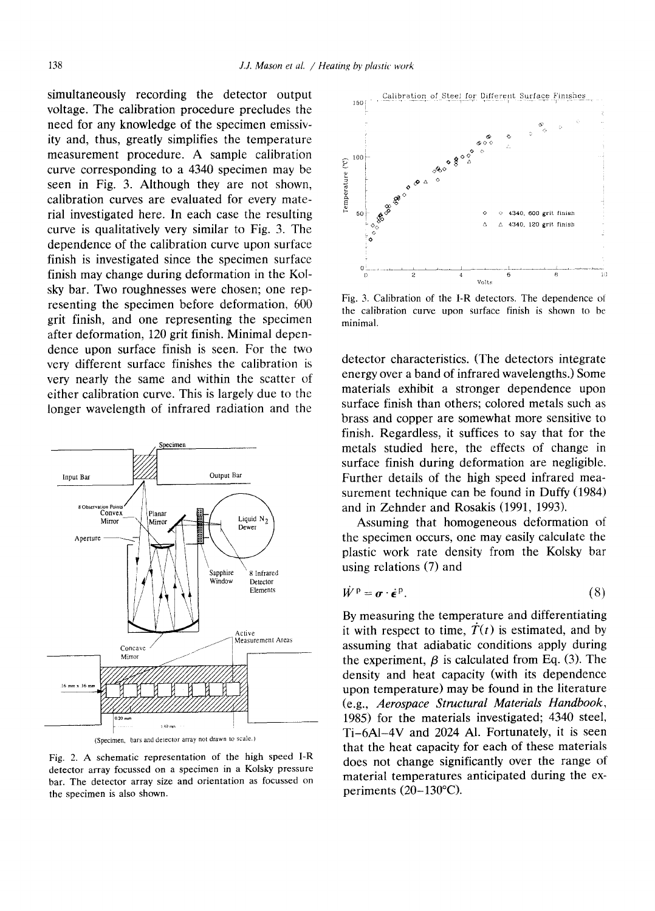simultaneously recording the detector output voltage. The calibration procedure precludes the need for any knowledge of the specimen emissivity and, thus, greatly simplifies the temperature measurement procedure. A sample calibration curve corresponding to a 4340 specimen may be seen in Fig. 3. Although they are not shown, calibration curves are evaluated for every material investigated here. In each case the resulting curve is qualitatively very similar to Fig. 3. The dependence of the calibration curve upon surface finish is investigated since the specimen surface finish may change during deformation in the Kolsky bar. Two roughnesses were chosen; one representing the specimen before deformation, 600 grit finish, and one representing the specimen after deformation, 120 grit finish. Minimal dependence upon surface finish is seen. For the two very different surface finishes the calibration is very nearly the same and within the scatter of either calibration curve. This is largely due to the longer wavelength of infrared radiation and the detector characteristics. (The detectors integrate energy over a band of infrared wavelengths.) Some materials exhibit a stronger dependence upon surface finish than others; colored metals such as brass and copper are somewhat more sensitive to finish. Regardless, it suffices to say that for the metals studied here, the effects of change in surface finish during deformation are negligible. Further details of the high speed infrared measurement technique can be found in Duffy (1984) and in Zehnder and Rosakis (1991, 1993).

Fig. 2. A schematic representation of the high speed I-R detector array focussed on a specimen in a Kolsky pressure bar. The detector array size and orientation as focussed on the specimen is also shown.

Fig. 3. Calibration of the I-R detectors. The dependence of the calibration curve upon surface finish is shown to be minimal.

Assuming that homogeneous deformation of the specimen occurs, one may easily calculate the plastic work rate density from the Kolsky bar using relations (7) and

$$\dot{W}^{\mathrm{p}} = \boldsymbol{\sigma} \cdot \dot{\boldsymbol{\epsilon}}^{\mathrm{p}}. \tag{8}$$

By measuring the temperature and differentiating it with respect to time, $\dot{T}(t)$ is estimated, and by assuming that adiabatic conditions apply during the experiment, $\beta$ is calculated from Eq. (3). The density and heat capacity (with its dependence upon temperature) may be found in the literature (e.g., *Aerospace Structural Materials Handbook*, 1985) for the materials investigated; 4340 steel, Ti-6Al-4V and 2024 Al. Fortunately, it is seen that the heat capacity for each of these materials does not change significantly over the range of material temperatures anticipated during the experiments (20–130°C).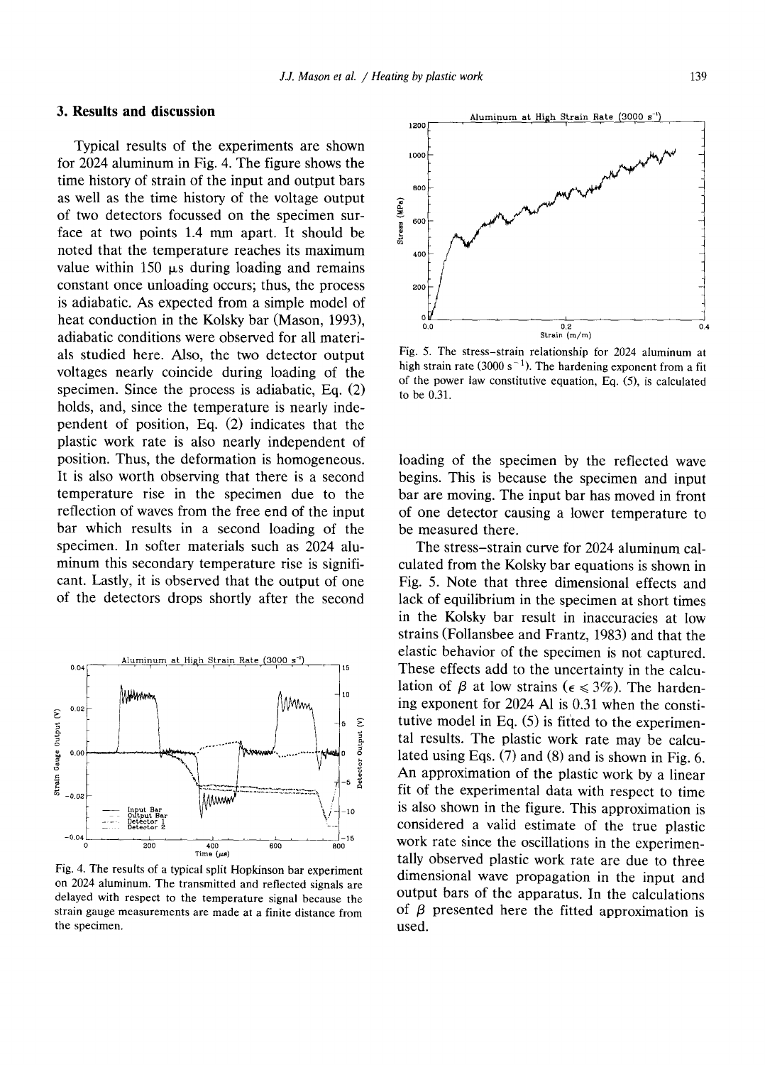## 3. Results and discussion

Typical results of the experiments are shown for 2024 aluminum in Fig. 4. The figure shows the time history of strain of the input and output bars as well as the time history of the voltage output of two detectors focussed on the specimen surface at two points 1.4 mm apart. It should be noted that the temperature reaches its maximum value within 150 μs during loading and remains constant once unloading occurs; thus, the process is adiabatic. As expected from a simple model of heat conduction in the Kolsky bar (Mason, 1993), adiabatic conditions were observed for all materials studied here. Also, the two detector output voltages nearly coincide during loading of the specimen. Since the process is adiabatic, Eq. (2) holds, and, since the temperature is nearly independent of position, Eq. (2) indicates that the plastic work rate is also nearly independent of position. Thus, the deformation is homogeneous. It is also worth observing that there is a second temperature rise in the specimen due to the reflection of waves from the free end of the input bar which results in a second loading of the specimen. In softer materials such as 2024 aluminum this secondary temperature rise is significant. Lastly, it is observed that the output of one of the detectors drops shortly after the second loading of the specimen by the reflected wave begins. This is because the specimen and input bar are moving. The input bar has moved in front of one detector causing a lower temperature to be measured there.

Fig. 4. The results of a typical split Hopkinson bar experiment on 2024 aluminum. The transmitted and reflected signals are delayed with respect to the temperature signal because the strain gauge measurements are made at a finite distance from the specimen.

Fig. 5. The stress–strain relationship for 2024 aluminum at high strain rate (3000 $s^{-1}$). The hardening exponent from a fit of the power law constitutive equation, Eq. (5), is calculated to be 0.31.

The stress–strain curve for 2024 aluminum calculated from the Kolsky bar equations is shown in Fig. 5. Note that three dimensional effects and lack of equilibrium in the specimen at short times in the Kolsky bar result in inaccuracies at low strains (Follansbee and Frantz, 1983) and that the elastic behavior of the specimen is not captured. These effects add to the uncertainty in the calculation of $\beta$ at low strains ($\epsilon \leqslant 3\%$). The hardening exponent for 2024 Al is 0.31 when the constitutive model in Eq. (5) is fitted to the experimental results. The plastic work rate may be calculated using Eqs. (7) and (8) and is shown in Fig. 6. An approximation of the plastic work by a linear fit of the experimental data with respect to time is also shown in the figure. This approximation is considered a valid estimate of the true plastic work rate since the oscillations in the experimentally observed plastic work rate are due to three dimensional wave propagation in the input and output bars of the apparatus. In the calculations of $\beta$ presented here the fitted approximation is used.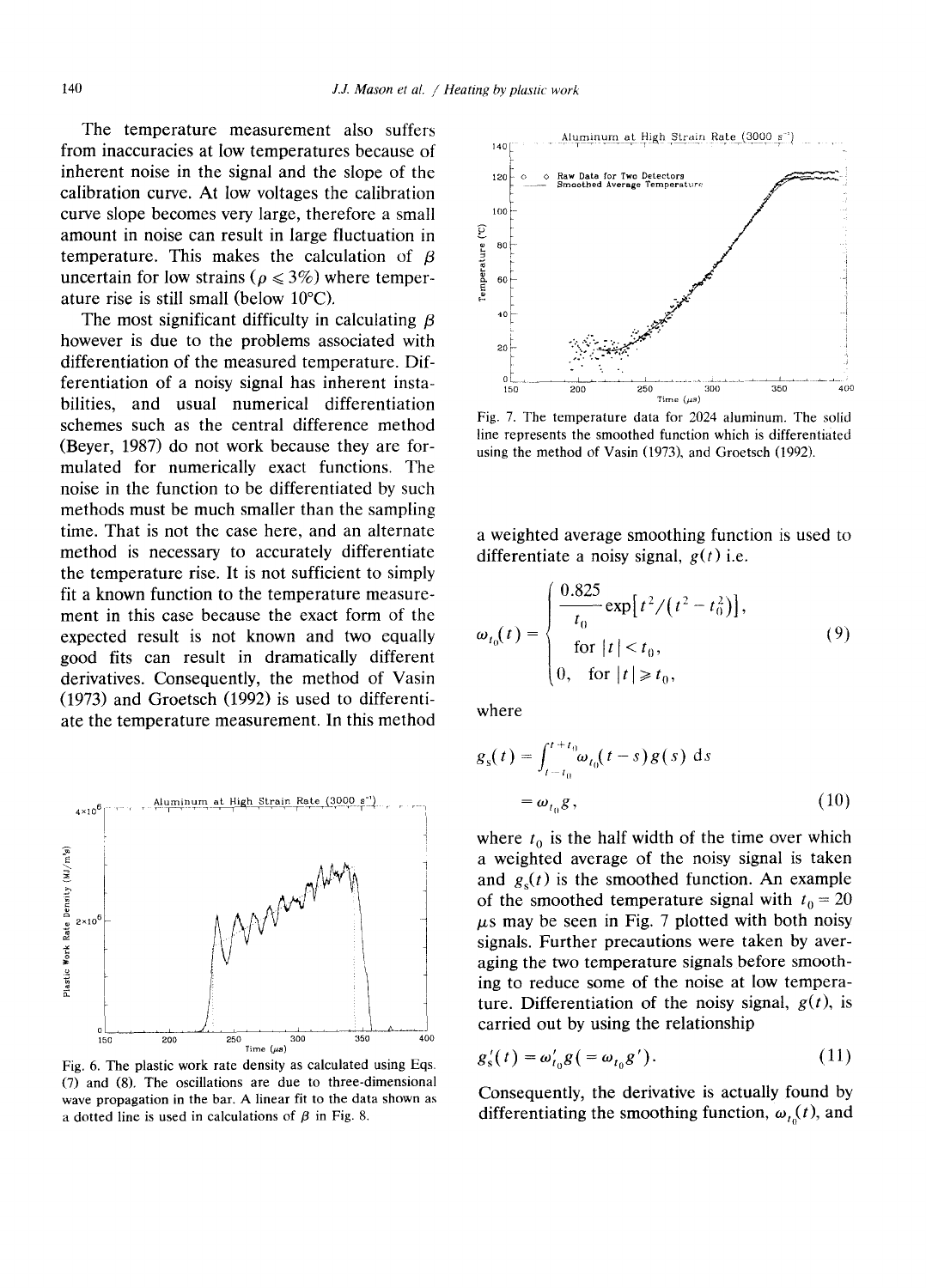The temperature measurement also suffers from inaccuracies at low temperatures because of inherent noise in the signal and the slope of the calibration curve. At low voltages the calibration curve slope becomes very large, therefore a small amount in noise can result in large fluctuation in temperature. This makes the calculation of $\beta$ uncertain for low strains ($\rho \leqslant 3\%$) where temperature rise is still small (below 10°C).

The most significant difficulty in calculating $\beta$ however is due to the problems associated with differentiation of the measured temperature. Differentiation of a noisy signal has inherent instabilities, and usual numerical differentiation schemes such as the central difference method (Beyer, 1987) do not work because they are formulated for numerically exact functions. The noise in the function to be differentiated by such methods must be much smaller than the sampling time. That is not the case here, and an alternate method is necessary to accurately differentiate the temperature rise. It is not sufficient to simply fit a known function to the temperature measurement in this case because the exact form of the expected result is not known and two equally good fits can result in dramatically different derivatives. Consequently, the method of Vasin (1973) and Groetsch (1992) is used to differentiate the temperature measurement. In this method

Fig. 6. The plastic work rate density as calculated using Eqs. (7) and (8). The oscillations are due to three-dimensional wave propagation in the bar. A linear fit to the data shown as a dotted line is used in calculations of $\beta$ in Fig. 8.

Fig. 7. The temperature data for 2024 aluminum. The solid line represents the smoothed function which is differentiated using the method of Vasin (1973), and Groetsch (1992).

a weighted average smoothing function is used to differentiate a noisy signal, $g(t)$ i.e.

$$\omega_{t_0}(t) = \begin{cases} \dfrac{0.825}{t_0} \exp\left[t^2/(t^2 - t_0^2)\right], \\ \quad \text{for } |t| < t_0, \\ 0, \quad \text{for } |t| \geqslant t_0, \end{cases} \tag{9}$$

where

$$g_s(t) = \int_{t-t_0}^{t+t_0} \omega_{t_0}(t-s) g(s) \, \mathrm{d}s$$

$$= \omega_{t_0} g, \tag{10}$$

where $t_0$ is the half width of the time over which a weighted average of the noisy signal is taken and $g_s(t)$ is the smoothed function. An example of the smoothed temperature signal with $t_0 = 20$ μs may be seen in Fig. 7 plotted with both noisy signals. Further precautions were taken by averaging the two temperature signals before smoothing to reduce some of the noise at low temperature. Differentiation of the noisy signal, $g(t)$, is carried out by using the relationship

$$g_s'(t) = \omega_{t_0}' g (= \omega_{t_0} g'). \tag{11}$$

Consequently, the derivative is actually found by differentiating the smoothing function, $\omega_{t_0}(t)$, and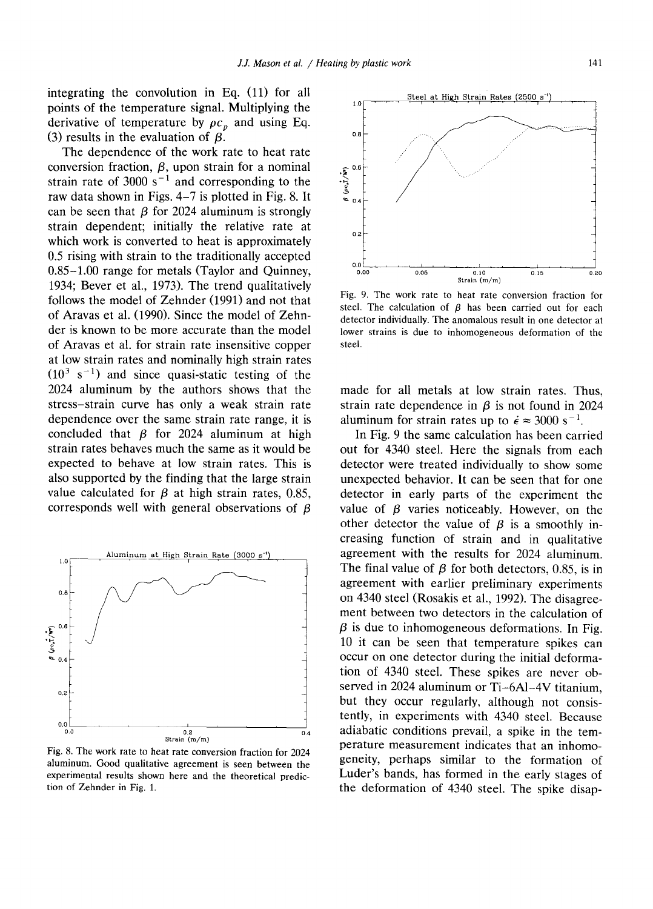integrating the convolution in Eq. (11) for all points of the temperature signal. Multiplying the derivative of temperature by $\rho c_p$ and using Eq. (3) results in the evaluation of $\beta$.

The dependence of the work rate to heat rate conversion fraction, $\beta$, upon strain for a nominal strain rate of 3000 $s^{-1}$ and corresponding to the raw data shown in Figs. 4–7 is plotted in Fig. 8. It can be seen that $\beta$ for 2024 aluminum is strongly strain dependent; initially the relative rate at which work is converted to heat is approximately 0.5 rising with strain to the traditionally accepted 0.85–1.00 range for metals (Taylor and Quinney, 1934; Bever et al., 1973). The trend qualitatively follows the model of Zehnder (1991) and not that of Aravas et al. (1990). Since the model of Zehnder is known to be more accurate than the model of Aravas et al. for strain rate insensitive copper at low strain rates and nominally high strain rates ($10^3$ $s^{-1}$) and since quasi-static testing of the 2024 aluminum by the authors shows that the stress–strain curve has only a weak strain rate dependence over the same strain rate range, it is concluded that $\beta$ for 2024 aluminum at high strain rates behaves much the same as it would be expected to behave at low strain rates. This is also supported by the finding that the large strain value calculated for $\beta$ at high strain rates, 0.85, corresponds well with general observations of $\beta$ made for all metals at low strain rates. Thus, strain rate dependence in $\beta$ is not found in 2024 aluminum for strain rates up to $\dot{\epsilon} \approx 3000$ $s^{-1}$.

Fig. 8. The work rate to heat rate conversion fraction for 2024 aluminum. Good qualitative agreement is seen between the experimental results shown here and the theoretical prediction of Zehnder in Fig. 1.

Fig. 9. The work rate to heat rate conversion fraction for steel. The calculation of $\beta$ has been carried out for each detector individually. The anomalous result in one detector at lower strains is due to inhomogeneous deformation of the steel.

In Fig. 9 the same calculation has been carried out for 4340 steel. Here the signals from each detector were treated individually to show some unexpected behavior. It can be seen that for one detector in early parts of the experiment the value of $\beta$ varies noticeably. However, on the other detector the value of $\beta$ is a smoothly increasing function of strain and in qualitative agreement with the results for 2024 aluminum. The final value of $\beta$ for both detectors, 0.85, is in agreement with earlier preliminary experiments on 4340 steel (Rosakis et al., 1992). The disagreement between two detectors in the calculation of $\beta$ is due to inhomogeneous deformations. In Fig. 10 it can be seen that temperature spikes can occur on one detector during the initial deformation of 4340 steel. These spikes are never observed in 2024 aluminum or Ti–6Al–4V titanium, but they occur regularly, although not consistently, in experiments with 4340 steel. Because adiabatic conditions prevail, a spike in the temperature measurement indicates that an inhomogeneity, perhaps similar to the formation of Luder's bands, has formed in the early stages of the deformation of 4340 steel. The spike disap-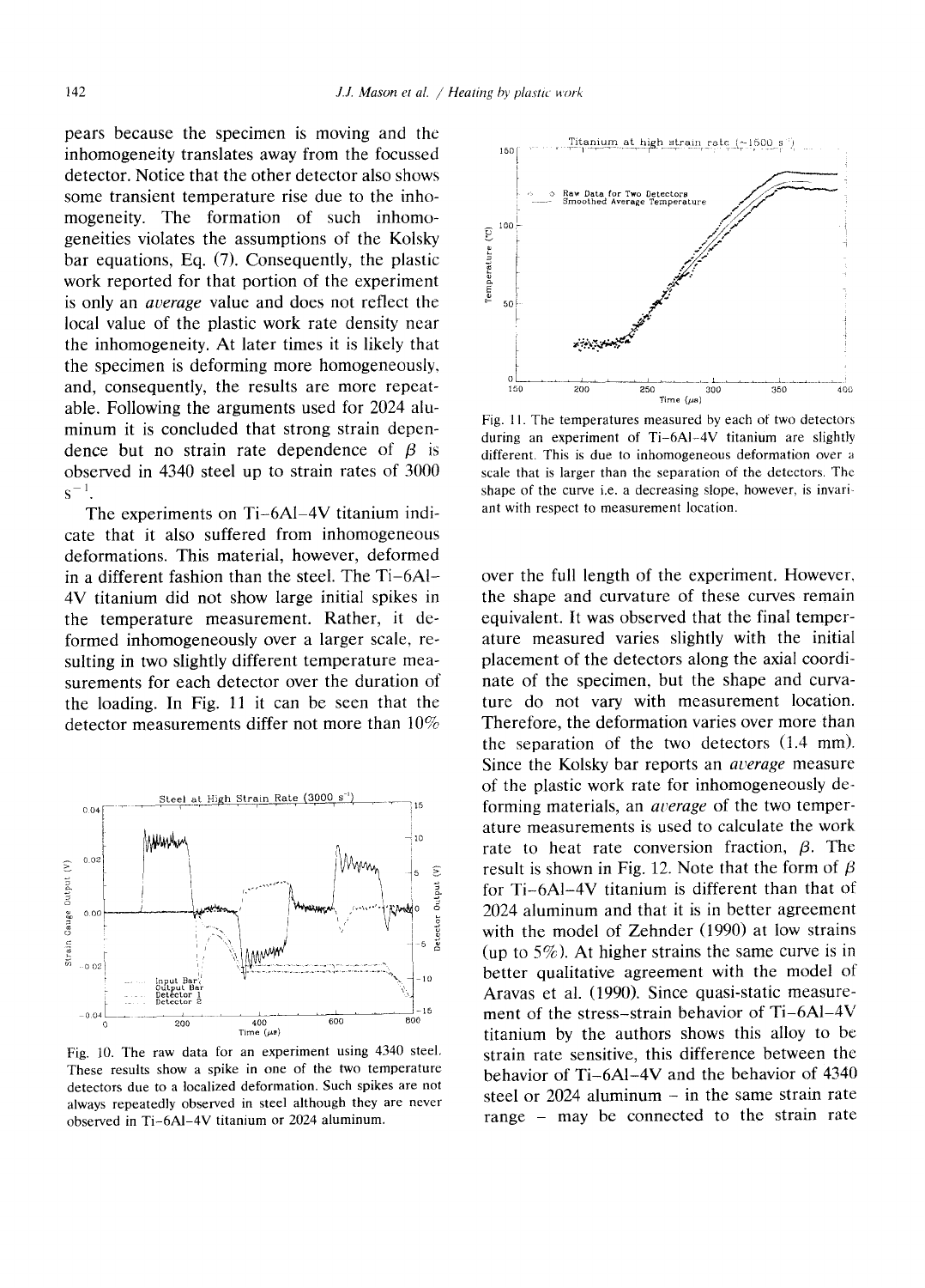pears because the specimen is moving and the inhomogeneity translates away from the focussed detector. Notice that the other detector also shows some transient temperature rise due to the inhomogeneity. The formation of such inhomogeneities violates the assumptions of the Kolsky bar equations, Eq. (7). Consequently, the plastic work reported for that portion of the experiment is only an *average* value and does not reflect the local value of the plastic work rate density near the inhomogeneity. At later times it is likely that the specimen is deforming more homogeneously, and, consequently, the results are more repeatable. Following the arguments used for 2024 aluminum it is concluded that strong strain dependence but no strain rate dependence of $\beta$ is observed in 4340 steel up to strain rates of 3000 $s^{-1}$.

The experiments on Ti–6Al–4V titanium indicate that it also suffered from inhomogeneous deformations. This material, however, deformed in a different fashion than the steel. The Ti–6Al–4V titanium did not show large initial spikes in the temperature measurement. Rather, it deformed inhomogeneously over a larger scale, resulting in two slightly different temperature measurements for each detector over the duration of the loading. In Fig. 11 it can be seen that the detector measurements differ not more than 10%

Fig. 10. The raw data for an experiment using 4340 steel. These results show a spike in one of the two temperature detectors due to a localized deformation. Such spikes are not always repeatedly observed in steel although they are never observed in Ti–6Al–4V titanium or 2024 aluminum.

Fig. 11. The temperatures measured by each of two detectors during an experiment of Ti–6Al–4V titanium are slightly different. This is due to inhomogeneous deformation over a scale that is larger than the separation of the detectors. The shape of the curve i.e. a decreasing slope, however, is invariant with respect to measurement location.

over the full length of the experiment. However, the shape and curvature of these curves remain equivalent. It was observed that the final temperature measured varies slightly with the initial placement of the detectors along the axial coordinate of the specimen, but the shape and curvature do not vary with measurement location. Therefore, the deformation varies over more than the separation of the two detectors (1.4 mm). Since the Kolsky bar reports an *average* measure of the plastic work rate for inhomogeneously deforming materials, an *average* of the two temperature measurements is used to calculate the work rate to heat rate conversion fraction, $\beta$. The result is shown in Fig. 12. Note that the form of $\beta$ for Ti–6Al–4V titanium is different than that of 2024 aluminum and that it is in better agreement with the model of Zehnder (1990) at low strains (up to 5%). At higher strains the same curve is in better qualitative agreement with the model of Aravas et al. (1990). Since quasi-static measurement of the stress–strain behavior of Ti–6Al–4V titanium by the authors shows this alloy to be strain rate sensitive, this difference between the behavior of Ti–6Al–4V and the behavior of 4340 steel or 2024 aluminum – in the same strain rate range – may be connected to the strain rate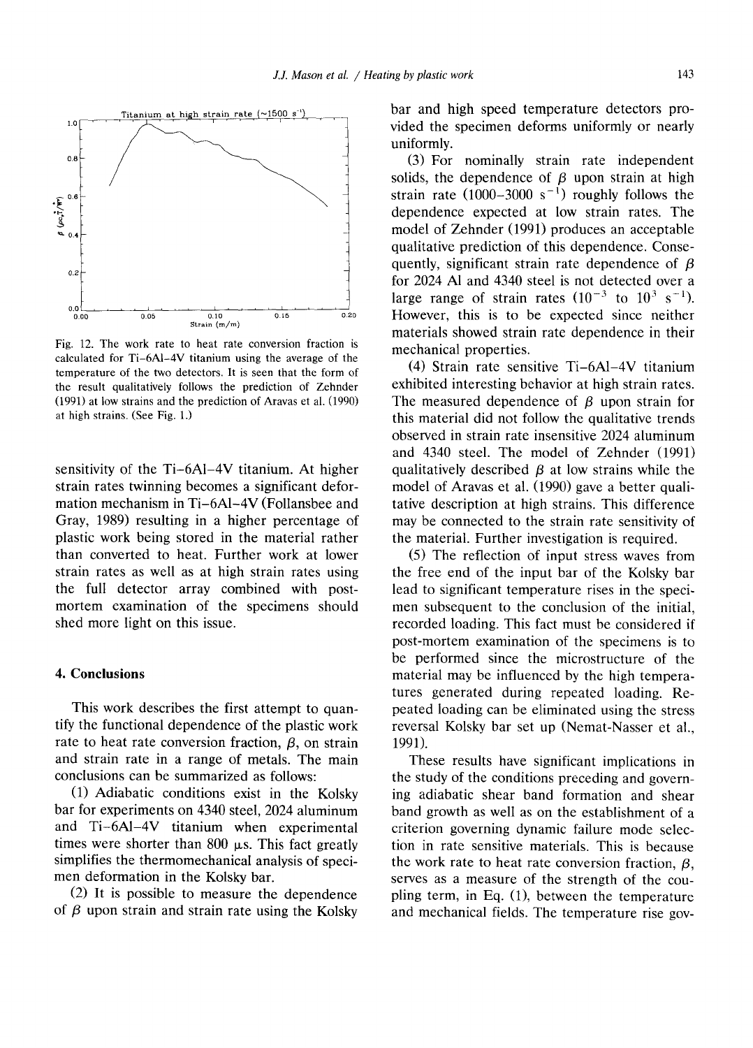Fig. 12. The work rate to heat rate conversion fraction is calculated for Ti–6Al–4V titanium using the average of the temperature of the two detectors. It is seen that the form of the result qualitatively follows the prediction of Zehnder (1991) at low strains and the prediction of Aravas et al. (1990) at high strains. (See Fig. 1.)

sensitivity of the Ti–6Al–4V titanium. At higher strain rates twinning becomes a significant deformation mechanism in Ti–6Al–4V (Follansbee and Gray, 1989) resulting in a higher percentage of plastic work being stored in the material rather than converted to heat. Further work at lower strain rates as well as at high strain rates using the full detector array combined with post-mortem examination of the specimens should shed more light on this issue.

## 4. Conclusions

This work describes the first attempt to quantify the functional dependence of the plastic work rate to heat rate conversion fraction, $\beta$, on strain and strain rate in a range of metals. The main conclusions can be summarized as follows:

(1) Adiabatic conditions exist in the Kolsky bar for experiments on 4340 steel, 2024 aluminum and Ti–6Al–4V titanium when experimental times were shorter than 800 μs. This fact greatly simplifies the thermomechanical analysis of specimen deformation in the Kolsky bar.

(2) It is possible to measure the dependence of $\beta$ upon strain and strain rate using the Kolsky bar and high speed temperature detectors provided the specimen deforms uniformly or nearly uniformly.

(3) For nominally strain rate independent solids, the dependence of $\beta$ upon strain at high strain rate (1000–3000 $s^{-1}$) roughly follows the dependence expected at low strain rates. The model of Zehnder (1991) produces an acceptable qualitative prediction of this dependence. Consequently, significant strain rate dependence of $\beta$ for 2024 Al and 4340 steel is not detected over a large range of strain rates ($10^{-3}$ to $10^{3}$ $s^{-1}$). However, this is to be expected since neither materials showed strain rate dependence in their mechanical properties.

(4) Strain rate sensitive Ti–6Al–4V titanium exhibited interesting behavior at high strain rates. The measured dependence of $\beta$ upon strain for this material did not follow the qualitative trends observed in strain rate insensitive 2024 aluminum and 4340 steel. The model of Zehnder (1991) qualitatively described $\beta$ at low strains while the model of Aravas et al. (1990) gave a better qualitative description at high strains. This difference may be connected to the strain rate sensitivity of the material. Further investigation is required.

(5) The reflection of input stress waves from the free end of the input bar of the Kolsky bar lead to significant temperature rises in the specimen subsequent to the conclusion of the initial, recorded loading. This fact must be considered if post-mortem examination of the specimens is to be performed since the microstructure of the material may be influenced by the high temperatures generated during repeated loading. Repeated loading can be eliminated using the stress reversal Kolsky bar set up (Nemat-Nasser et al., 1991).

These results have significant implications in the study of the conditions preceding and governing adiabatic shear band formation and shear band growth as well as on the establishment of a criterion governing dynamic failure mode selection in rate sensitive materials. This is because the work rate to heat rate conversion fraction, $\beta$, serves as a measure of the strength of the coupling term, in Eq. (1), between the temperature and mechanical fields. The temperature rise gov-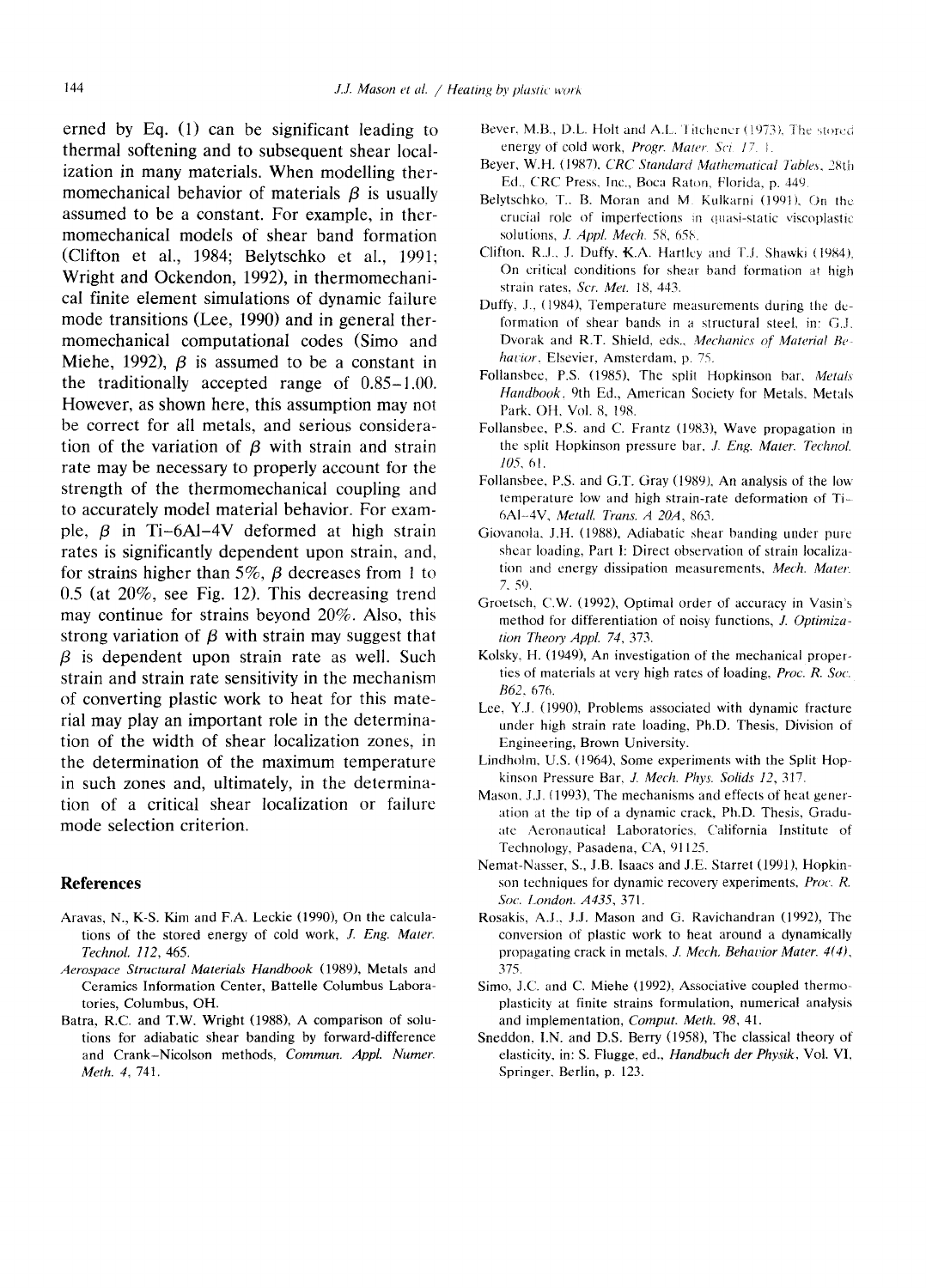erned by Eq. (1) can be significant leading to thermal softening and to subsequent shear localization in many materials. When modelling thermomechanical behavior of materials $\beta$ is usually assumed to be a constant. For example, in thermomechanical models of shear band formation (Clifton et al., 1984; Belytschko et al., 1991; Wright and Ockendon, 1992), in thermomechanical finite element simulations of dynamic failure mode transitions (Lee, 1990) and in general thermomechanical computational codes (Simo and Miehe, 1992), $\beta$ is assumed to be a constant in the traditionally accepted range of 0.85–1.00. However, as shown here, this assumption may not be correct for all metals, and serious consideration of the variation of $\beta$ with strain and strain rate may be necessary to properly account for the strength of the thermomechanical coupling and to accurately model material behavior. For example, $\beta$ in Ti–6Al–4V deformed at high strain rates is significantly dependent upon strain, and, for strains higher than 5%, $\beta$ decreases from 1 to 0.5 (at 20%, see Fig. 12). This decreasing trend may continue for strains beyond 20%. Also, this strong variation of $\beta$ with strain may suggest that $\beta$ is dependent upon strain rate as well. Such strain and strain rate sensitivity in the mechanism of converting plastic work to heat for this material may play an important role in the determination of the width of shear localization zones, in the determination of the maximum temperature in such zones and, ultimately, in the determination of a critical shear localization or failure mode selection criterion.

## References

Aravas, N., K-S. Kim and F.A. Leckie (1990), On the calculations of the stored energy of cold work, *J. Eng. Mater. Technol. 112*, 465.

*Aerospace Structural Materials Handbook* (1989), Metals and Ceramics Information Center, Battelle Columbus Laboratories, Columbus, OH.

Batra, R.C. and T.W. Wright (1988), A comparison of solutions for adiabatic shear banding by forward-difference and Crank–Nicolson methods, *Commun. Appl. Numer. Meth. 4*, 741.

Bever, M.B., D.L. Holt and A.L. Titchener (1973), The stored energy of cold work, *Progr. Mater. Sci. 17*, 1.

Beyer, W.H. (1987), *CRC Standard Mathematical Tables*, 28th Ed., CRC Press, Inc., Boca Raton, Florida, p. 449.

Belytschko, T., B. Moran and M. Kulkarni (1991), On the crucial role of imperfections in quasi-static viscoplastic solutions, *J. Appl. Mech. 58*, 658.

Clifton, R.J., J. Duffy, K.A. Hartley and T.J. Shawki (1984), On critical conditions for shear band formation at high strain rates, *Scr. Met. 18*, 443.

Duffy, J., (1984), Temperature measurements during the deformation of shear bands in a structural steel, in: G.J. Dvorak and R.T. Shield, eds., *Mechanics of Material Behavior*, Elsevier, Amsterdam, p. 75.

Follansbee, P.S. (1985), The split Hopkinson bar, *Metals Handbook*, 9th Ed., American Society for Metals, Metals Park, OH, Vol. 8, 198.

Follansbee, P.S. and C. Frantz (1983), Wave propagation in the split Hopkinson pressure bar, *J. Eng. Mater. Technol. 105*, 61.

Follansbee, P.S. and G.T. Gray (1989), An analysis of the low temperature low and high strain-rate deformation of Ti–6Al–4V, *Metall. Trans. A 20A*, 863.

Giovanola, J.H. (1988), Adiabatic shear banding under pure shear loading, Part I: Direct observation of strain localization and energy dissipation measurements, *Mech. Mater. 7*, 59.

Groetsch, C.W. (1992), Optimal order of accuracy in Vasin's method for differentiation of noisy functions, *J. Optimization Theory Appl. 74*, 373.

Kolsky, H. (1949), An investigation of the mechanical properties of materials at very high rates of loading, *Proc. R. Soc. B62*, 676.

Lee, Y.J. (1990), Problems associated with dynamic fracture under high strain rate loading, Ph.D. Thesis, Division of Engineering, Brown University.

Lindholm, U.S. (1964), Some experiments with the Split Hopkinson Pressure Bar, *J. Mech. Phys. Solids 12*, 317.

Mason, J.J. (1993), The mechanisms and effects of heat generation at the tip of a dynamic crack, Ph.D. Thesis, Graduate Aeronautical Laboratories, California Institute of Technology, Pasadena, CA, 91125.

Nemat-Nasser, S., J.B. Isaacs and J.E. Starret (1991), Hopkinson techniques for dynamic recovery experiments, *Proc. R. Soc. London. A435*, 371.

Rosakis, A.J., J.J. Mason and G. Ravichandran (1992), The conversion of plastic work to heat around a dynamically propagating crack in metals, *J. Mech. Behavior Mater. 4(4)*, 375.

Simo, J.C. and C. Miehe (1992), Associative coupled thermoplasticity at finite strains formulation, numerical analysis and implementation, *Comput. Meth. 98*, 41.

Sneddon, I.N. and D.S. Berry (1958), The classical theory of elasticity, in: S. Flugge, ed., *Handbuch der Physik*, Vol. VI, Springer, Berlin, p. 123.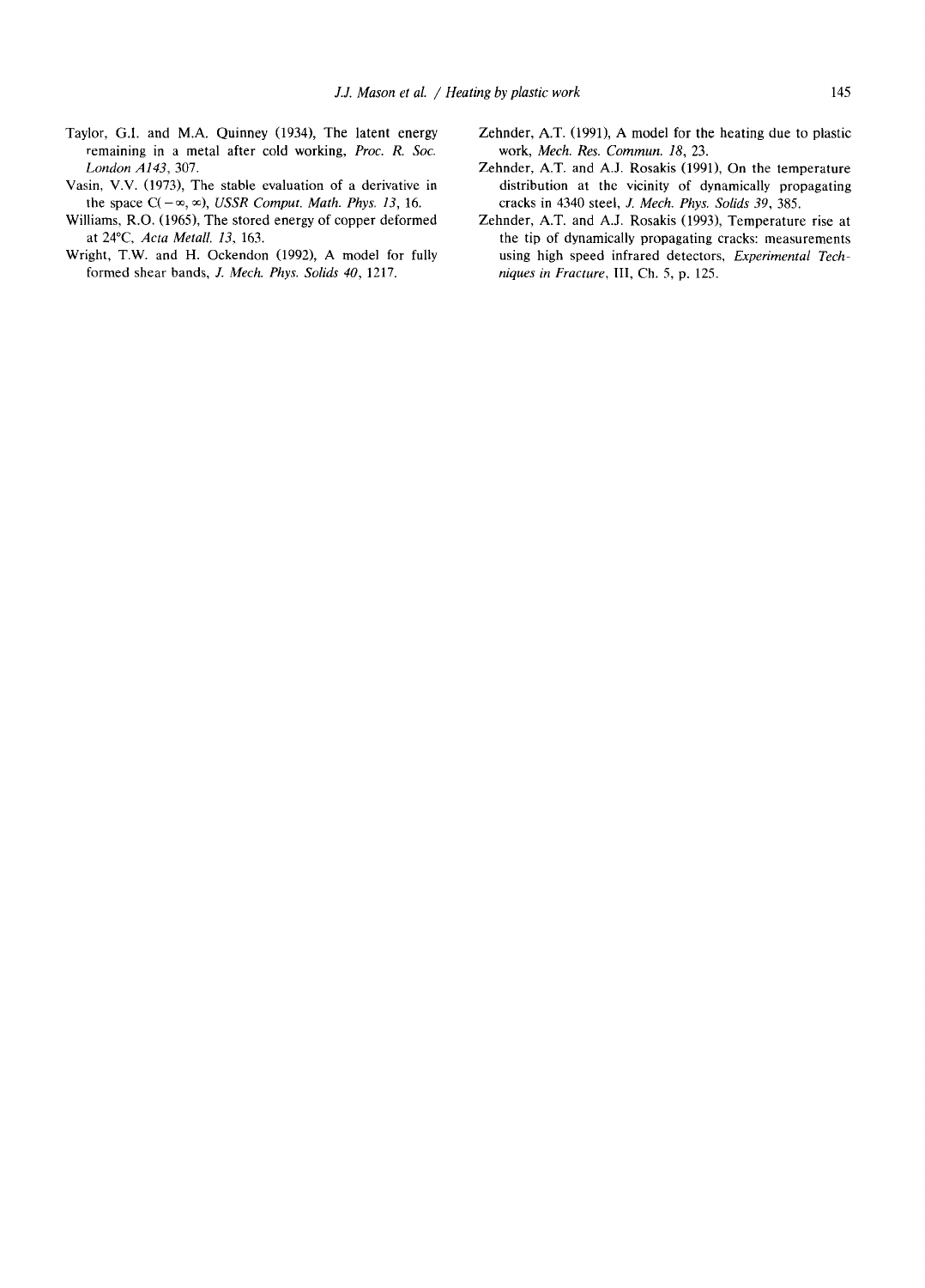Taylor, G.I. and M.A. Quinney (1934), The latent energy remaining in a metal after cold working, *Proc. R. Soc. London A143*, 307.

Vasin, V.V. (1973), The stable evaluation of a derivative in the space $C(-\infty, \infty)$, *USSR Comput. Math. Phys. 13*, 16.

Williams, R.O. (1965), The stored energy of copper deformed at 24°C, *Acta Metall. 13*, 163.

Wright, T.W. and H. Ockendon (1992), A model for fully formed shear bands, *J. Mech. Phys. Solids 40*, 1217.

Zehnder, A.T. (1991), A model for the heating due to plastic work, *Mech. Res. Commun. 18*, 23.

Zehnder, A.T. and A.J. Rosakis (1991), On the temperature distribution at the vicinity of dynamically propagating cracks in 4340 steel, *J. Mech. Phys. Solids 39*, 385.

Zehnder, A.T. and A.J. Rosakis (1993), Temperature rise at the tip of dynamically propagating cracks: measurements using high speed infrared detectors, *Experimental Techniques in Fracture*, III, Ch. 5, p. 125.